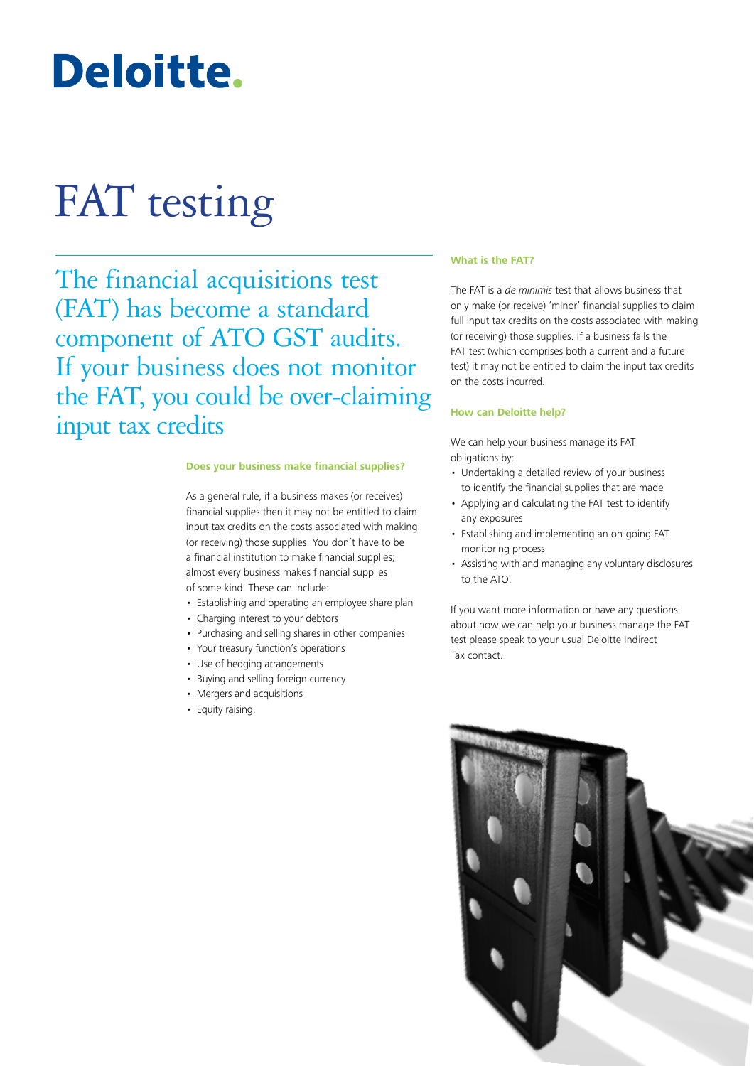Deloitte.

# FAT testing

## The financial acquisitions test (FAT) has become a standard component of ATO GST audits. If your business does not monitor the FAT, you could be over-claiming input tax credits

### Does your business make financial supplies?

As a general rule, if a business makes (or receives) financial supplies then it may not be entitled to claim input tax credits on the costs associated with making (or receiving) those supplies. You don't have to be a financial institution to make financial supplies; almost every business makes financial supplies of some kind. These can include:

- Establishing and operating an employee share plan
- Charging interest to your debtors
- Purchasing and selling shares in other companies
- Your treasury function's operations
- Use of hedging arrangements
- Buying and selling foreign currency
- Mergers and acquisitions
- Equity raising.

### What is the FAT?

The FAT is a *de minimis* test that allows business that only make (or receive) 'minor' financial supplies to claim full input tax credits on the costs associated with making (or receiving) those supplies. If a business fails the FAT test (which comprises both a current and a future test) it may not be entitled to claim the input tax credits on the costs incurred.

### How can Deloitte help?

We can help your business manage its FAT obligations by:

- Undertaking a detailed review of your business to identify the financial supplies that are made
- Applying and calculating the FAT test to identify any exposures
- Establishing and implementing an on-going FAT monitoring process
- Assisting with and managing any voluntary disclosures to the ATO.

If you want more information or have any questions about how we can help your business manage the FAT test please speak to your usual Deloitte Indirect Tax contact.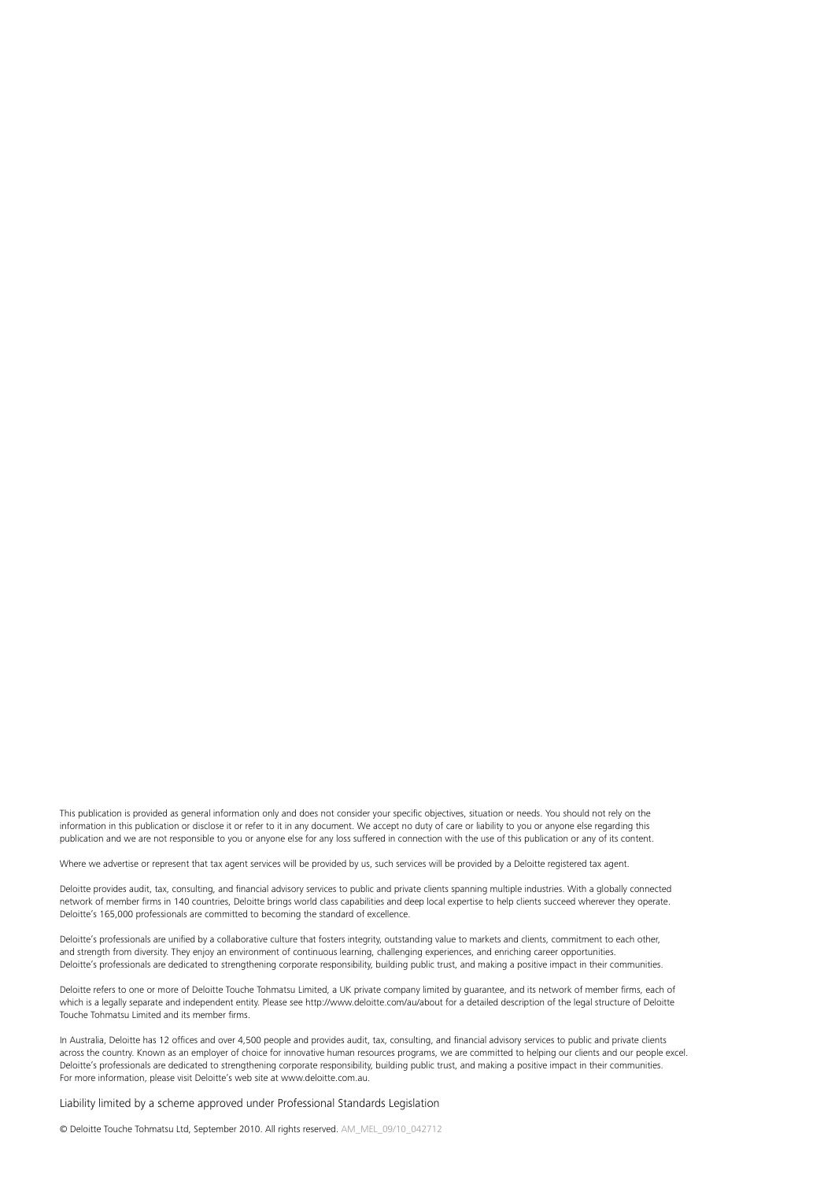This publication is provided as general information only and does not consider your specific objectives, situation or needs. You should not rely on the information in this publication or disclose it or refer to it in any document. We accept no duty of care or liability to you or anyone else regarding this publication and we are not responsible to you or anyone else for any loss suffered in connection with the use of this publication or any of its content.

Where we advertise or represent that tax agent services will be provided by us, such services will be provided by a Deloitte registered tax agent.

Deloitte provides audit, tax, consulting, and financial advisory services to public and private clients spanning multiple industries. With a globally connected network of member firms in 140 countries, Deloitte brings world class capabilities and deep local expertise to help clients succeed wherever they operate. Deloitte's 165,000 professionals are committed to becoming the standard of excellence.

Deloitte's professionals are unified by a collaborative culture that fosters integrity, outstanding value to markets and clients, commitment to each other, and strength from diversity. They enjoy an environment of continuous learning, challenging experiences, and enriching career opportunities. Deloitte's professionals are dedicated to strengthening corporate responsibility, building public trust, and making a positive impact in their communities.

Deloitte refers to one or more of Deloitte Touche Tohmatsu Limited, a UK private company limited by guarantee, and its network of member firms, each of which is a legally separate and independent entity. Please see http://www.deloitte.com/au/about for a detailed description of the legal structure of Deloitte Touche Tohmatsu Limited and its member firms.

In Australia, Deloitte has 12 offices and over 4,500 people and provides audit, tax, consulting, and financial advisory services to public and private clients across the country. Known as an employer of choice for innovative human resources programs, we are committed to helping our clients and our people excel. Deloitte's professionals are dedicated to strengthening corporate responsibility, building public trust, and making a positive impact in their communities. For more information, please visit Deloitte's web site at www.deloitte.com.au.

Liability limited by a scheme approved under Professional Standards Legislation

© Deloitte Touche Tohmatsu Ltd, September 2010. All rights reserved. AM_MEL_09/10_042712